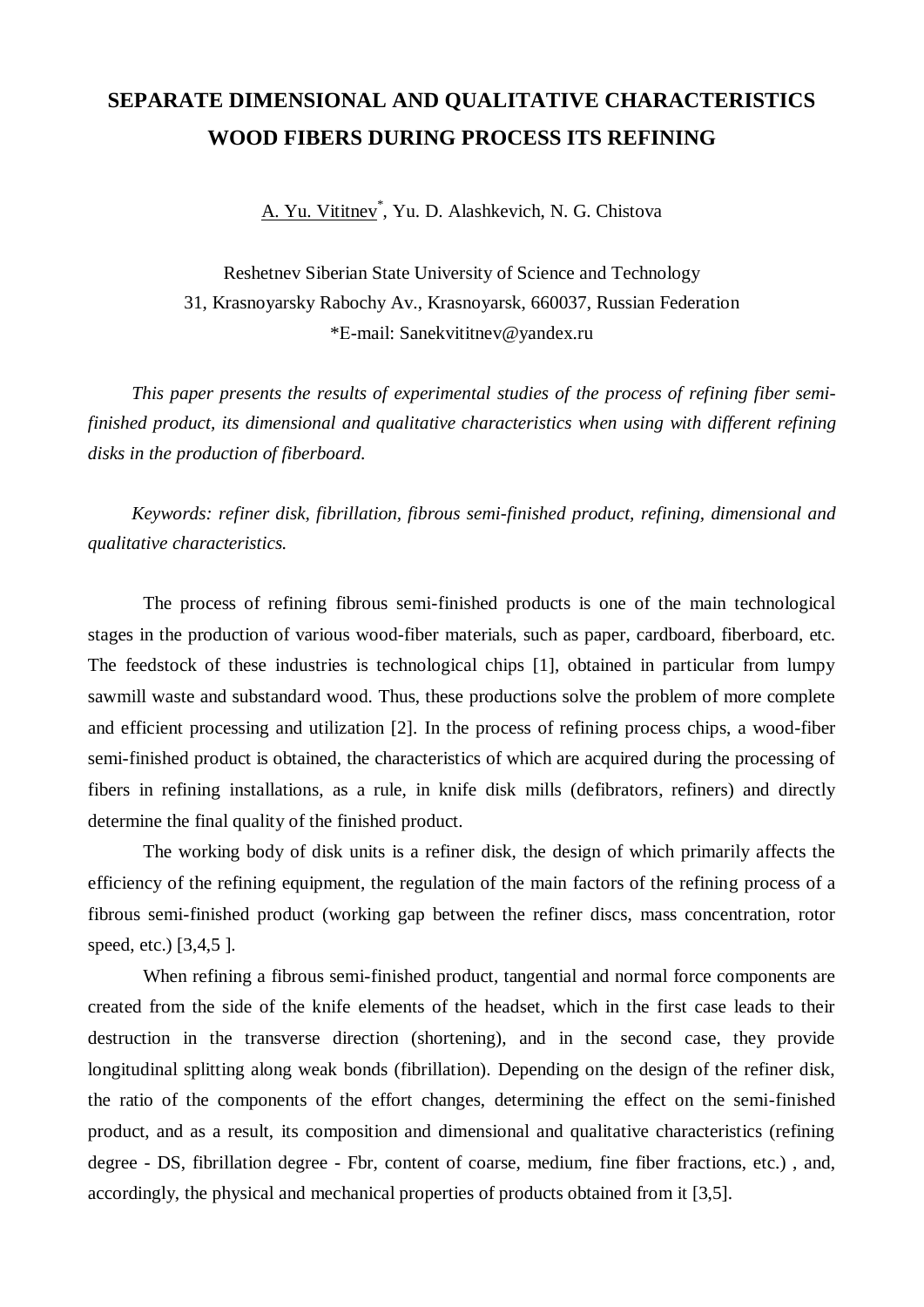# SEPARATE DIMENSIONAL AND QUALITATIVE CHARACTERISTICS WOOD FIBERS DURING PROCESS ITS REFINING

A. Yu. Vititnev*, Yu. D. Alashkevich, N. G. Chistova

Reshetnev Siberian State University of Science and Technology
31, Krasnoyarsky Rabochy Av., Krasnoyarsk, 660037, Russian Federation
*E-mail: Sanekvititnev@yandex.ru

*This paper presents the results of experimental studies of the process of refining fiber semi-finished product, its dimensional and qualitative characteristics when using with different refining disks in the production of fiberboard.*

*Keywords: refiner disk, fibrillation, fibrous semi-finished product, refining, dimensional and qualitative characteristics.*

The process of refining fibrous semi-finished products is one of the main technological stages in the production of various wood-fiber materials, such as paper, cardboard, fiberboard, etc. The feedstock of these industries is technological chips [1], obtained in particular from lumpy sawmill waste and substandard wood. Thus, these productions solve the problem of more complete and efficient processing and utilization [2]. In the process of refining process chips, a wood-fiber semi-finished product is obtained, the characteristics of which are acquired during the processing of fibers in refining installations, as a rule, in knife disk mills (defibrators, refiners) and directly determine the final quality of the finished product.

The working body of disk units is a refiner disk, the design of which primarily affects the efficiency of the refining equipment, the regulation of the main factors of the refining process of a fibrous semi-finished product (working gap between the refiner discs, mass concentration, rotor speed, etc.) [3,4,5 ].

When refining a fibrous semi-finished product, tangential and normal force components are created from the side of the knife elements of the headset, which in the first case leads to their destruction in the transverse direction (shortening), and in the second case, they provide longitudinal splitting along weak bonds (fibrillation). Depending on the design of the refiner disk, the ratio of the components of the effort changes, determining the effect on the semi-finished product, and as a result, its composition and dimensional and qualitative characteristics (refining degree - DS, fibrillation degree - Fbr, content of coarse, medium, fine fiber fractions, etc.) , and, accordingly, the physical and mechanical properties of products obtained from it [3,5].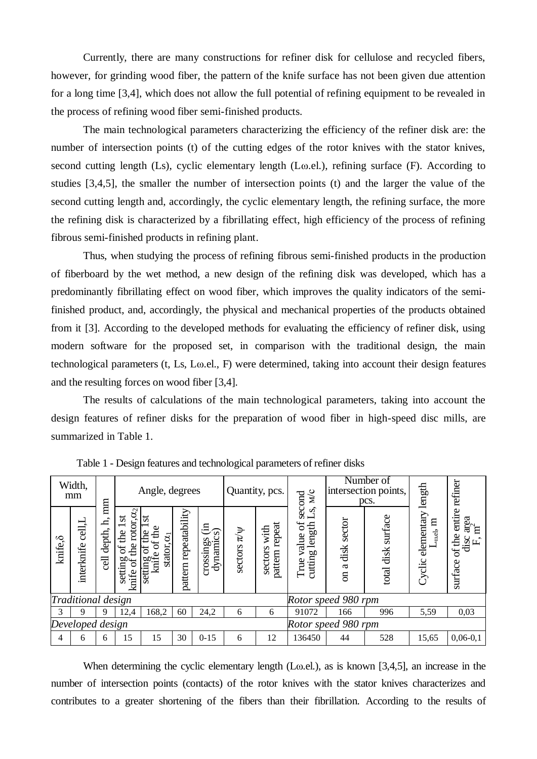Currently, there are many constructions for refiner disk for cellulose and recycled fibers, however, for grinding wood fiber, the pattern of the knife surface has not been given due attention for a long time [3,4], which does not allow the full potential of refining equipment to be revealed in the process of refining wood fiber semi-finished products.

The main technological parameters characterizing the efficiency of the refiner disk are: the number of intersection points (t) of the cutting edges of the rotor knives with the stator knives, second cutting length (Ls), cyclic elementary length (Lω.el.), refining surface (F). According to studies [3,4,5], the smaller the number of intersection points (t) and the larger the value of the second cutting length and, accordingly, the cyclic elementary length, the refining surface, the more the refining disk is characterized by a fibrillating effect, high efficiency of the process of refining fibrous semi-finished products in refining plant.

Thus, when studying the process of refining fibrous semi-finished products in the production of fiberboard by the wet method, a new design of the refining disk was developed, which has a predominantly fibrillating effect on wood fiber, which improves the quality indicators of the semi-finished product, and, accordingly, the physical and mechanical properties of the products obtained from it [3]. According to the developed methods for evaluating the efficiency of refiner disk, using modern software for the proposed set, in comparison with the traditional design, the main technological parameters (t, Ls, Lω.el., F) were determined, taking into account their design features and the resulting forces on wood fiber [3,4].

The results of calculations of the main technological parameters, taking into account the design features of refiner disks for the preparation of wood fiber in high-speed disc mills, are summarized in Table 1.

Table 1 - Design features and technological parameters of refiner disks

| Width, mm | | cell depth, h, mm | Angle, degrees | | | | Quantity, pcs. | | True value of second cutting length Ls, м/с | Number of intersection points, pcs. | | Cyclic elementary length $L_{\omega.el}$, m | surface of the entire refiner disc area F, $m^2$ |
|---|---|---|---|---|---|---|---|---|---|---|---|---|---|
| knife, δ | interknife cell, L | | setting of the 1st knife of the rotor, $\alpha_2$ | setting of the 1st knife of the stator, $\alpha_1$ | pattern repeatability | crossings (in dynamics) | sectors $\pi/\psi$ | sectors with pattern repeat | | on a disk sector | total disk surface | | |
| *Traditional design* | | | | | | | | | *Rotor speed 980 rpm* | | | | |
| 3 | 9 | 9 | 12,4 | 168,2 | 60 | 24,2 | 6 | 6 | 91072 | 166 | 996 | 5,59 | 0,03 |
| *Developed design* | | | | | | | | | *Rotor speed 980 rpm* | | | | |
| 4 | 6 | 6 | 15 | 15 | 30 | 0-15 | 6 | 12 | 136450 | 44 | 528 | 15,65 | 0,06-0,1 |

When determining the cyclic elementary length (Lω.el.), as is known [3,4,5], an increase in the number of intersection points (contacts) of the rotor knives with the stator knives characterizes and contributes to a greater shortening of the fibers than their fibrillation. According to the results of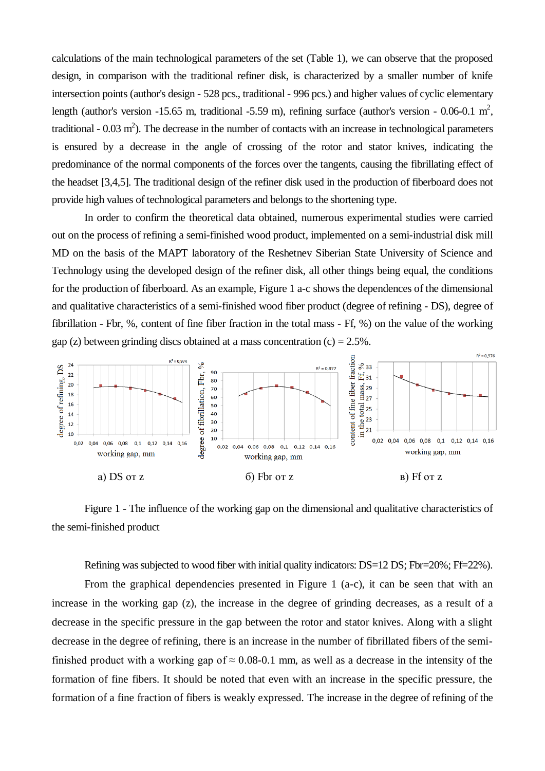calculations of the main technological parameters of the set (Table 1), we can observe that the proposed design, in comparison with the traditional refiner disk, is characterized by a smaller number of knife intersection points (author's design - 528 pcs., traditional - 996 pcs.) and higher values of cyclic elementary length (author's version -15.65 m, traditional -5.59 m), refining surface (author's version - 0.06-0.1 $m^2$, traditional - 0.03 $m^2$). The decrease in the number of contacts with an increase in technological parameters is ensured by a decrease in the angle of crossing of the rotor and stator knives, indicating the predominance of the normal components of the forces over the tangents, causing the fibrillating effect of the headset [3,4,5]. The traditional design of the refiner disk used in the production of fiberboard does not provide high values of technological parameters and belongs to the shortening type.

In order to confirm the theoretical data obtained, numerous experimental studies were carried out on the process of refining a semi-finished wood product, implemented on a semi-industrial disk mill MD on the basis of the MAPT laboratory of the Reshetnev Siberian State University of Science and Technology using the developed design of the refiner disk, all other things being equal, the conditions for the production of fiberboard. As an example, Figure 1 a-c shows the dependences of the dimensional and qualitative characteristics of a semi-finished wood fiber product (degree of refining - DS), degree of fibrillation - Fbr, %, content of fine fiber fraction in the total mass - Ff, %) on the value of the working gap (z) between grinding discs obtained at a mass concentration (c) = 2.5%.

а) DS от z б) Fbr от z в) Ff от z

Figure 1 - The influence of the working gap on the dimensional and qualitative characteristics of the semi-finished product

Refining was subjected to wood fiber with initial quality indicators: DS=12 DS; Fbr=20%; Ff=22%).

From the graphical dependencies presented in Figure 1 (a-c), it can be seen that with an increase in the working gap (z), the increase in the degree of grinding decreases, as a result of a decrease in the specific pressure in the gap between the rotor and stator knives. Along with a slight decrease in the degree of refining, there is an increase in the number of fibrillated fibers of the semi-finished product with a working gap of ≈ 0.08-0.1 mm, as well as a decrease in the intensity of the formation of fine fibers. It should be noted that even with an increase in the specific pressure, the formation of a fine fraction of fibers is weakly expressed. The increase in the degree of refining of the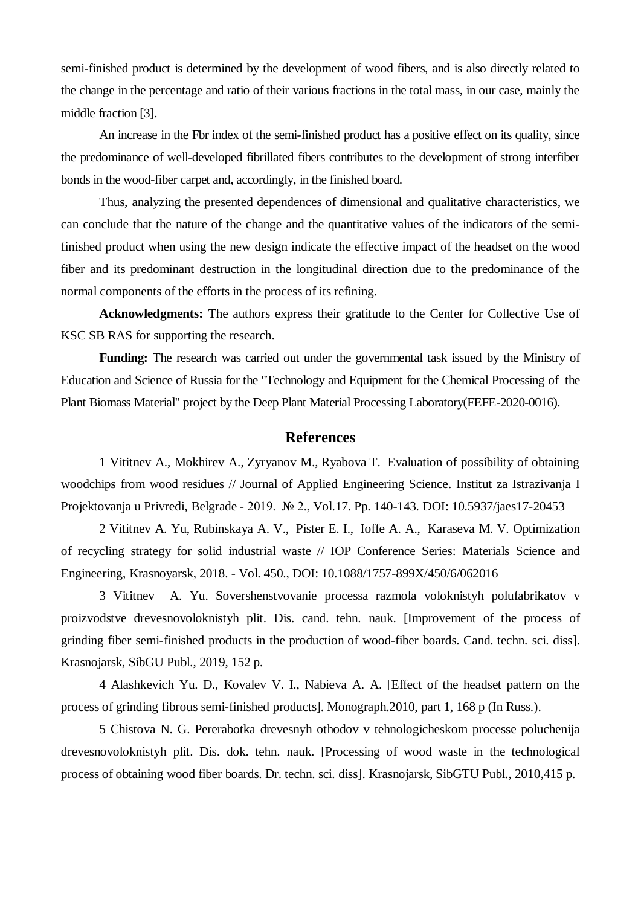semi-finished product is determined by the development of wood fibers, and is also directly related to the change in the percentage and ratio of their various fractions in the total mass, in our case, mainly the middle fraction [3].

An increase in the Fbr index of the semi-finished product has a positive effect on its quality, since the predominance of well-developed fibrillated fibers contributes to the development of strong interfiber bonds in the wood-fiber carpet and, accordingly, in the finished board.

Thus, analyzing the presented dependences of dimensional and qualitative characteristics, we can conclude that the nature of the change and the quantitative values of the indicators of the semi-finished product when using the new design indicate the effective impact of the headset on the wood fiber and its predominant destruction in the longitudinal direction due to the predominance of the normal components of the efforts in the process of its refining.

**Acknowledgments:** The authors express their gratitude to the Center for Collective Use of KSC SB RAS for supporting the research.

**Funding:** The research was carried out under the governmental task issued by the Ministry of Education and Science of Russia for the "Technology and Equipment for the Chemical Processing of the Plant Biomass Material" project by the Deep Plant Material Processing Laboratory(FEFE-2020-0016).

## References

1 Vititnev A., Mokhirev A., Zyryanov M., Ryabova T. Evaluation of possibility of obtaining woodchips from wood residues // Journal of Applied Engineering Science. Institut za Istrazivanja I Projektovanja u Privredi, Belgrade - 2019. № 2., Vol.17. Pp. 140-143. DOI: 10.5937/jaes17-20453

2 Vititnev A. Yu, Rubinskaya A. V., Pister E. I., Ioffe A. A., Karaseva M. V. Optimization of recycling strategy for solid industrial waste // IOP Conference Series: Materials Science and Engineering, Krasnoyarsk, 2018. - Vol. 450., DOI: 10.1088/1757-899X/450/6/062016

3 Vititnev A. Yu. Sovershenstvovanie processa razmola voloknistyh polufabrikatov v proizvodstve drevesnovoloknistyh plit. Dis. cand. tehn. nauk. [Improvement of the process of grinding fiber semi-finished products in the production of wood-fiber boards. Cand. techn. sci. diss]. Krasnojarsk, SibGU Publ., 2019, 152 p.

4 Alashkevich Yu. D., Kovalev V. I., Nabieva A. A. [Effect of the headset pattern on the process of grinding fibrous semi-finished products]. Monograph.2010, part 1, 168 p (In Russ.).

5 Chistova N. G. Pererabotka drevesnyh othodov v tehnologicheskom processe poluchenija drevesnovoloknistyh plit. Dis. dok. tehn. nauk. [Processing of wood waste in the technological process of obtaining wood fiber boards. Dr. techn. sci. diss]. Krasnojarsk, SibGTU Publ., 2010,415 p.